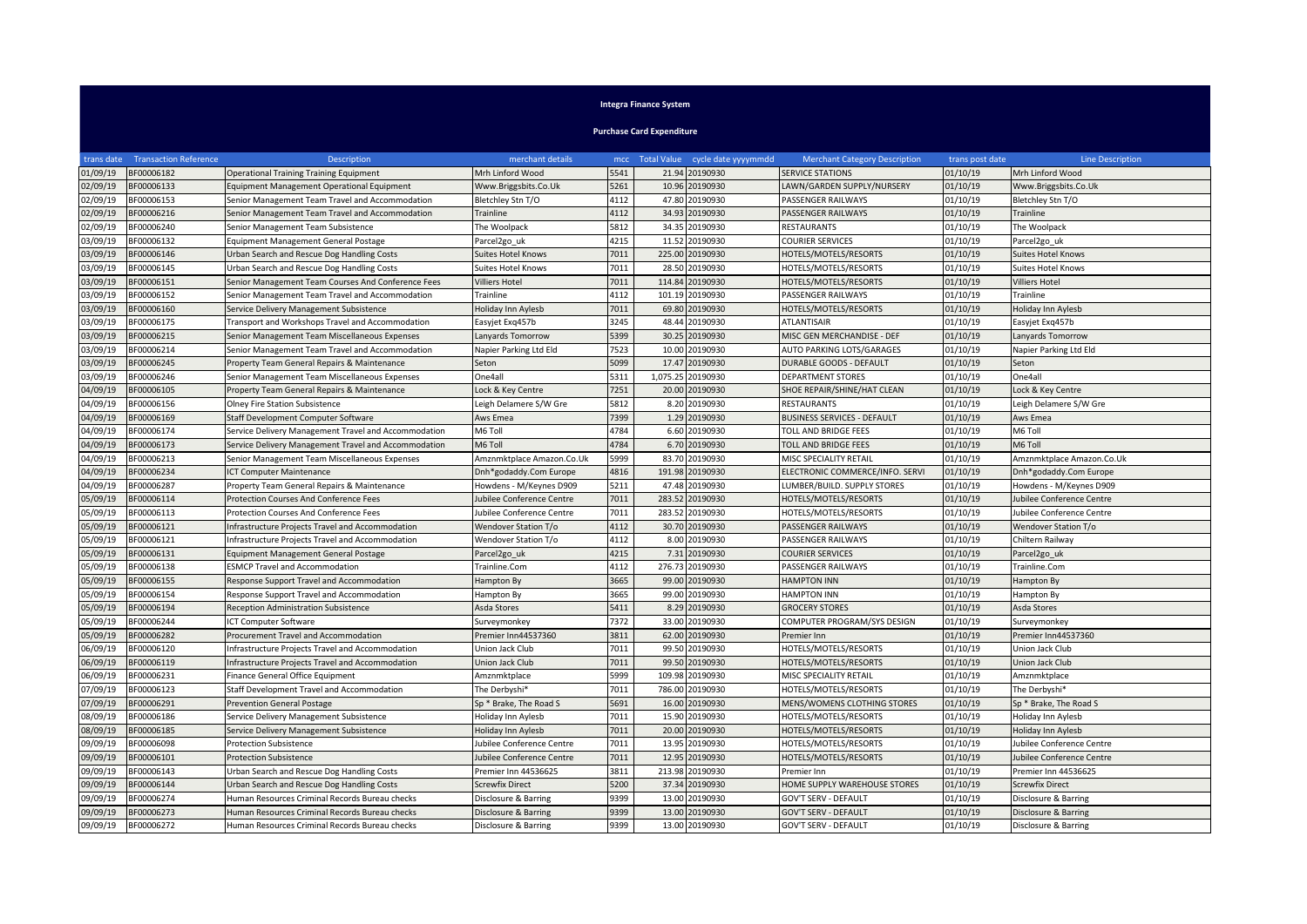# Integra Finance System

## Purchase Card Expenditure

| trans date | Transaction Reference | Description | merchant details | mcc | Total Value | cycle date yyyymmdd | Merchant Category Description | trans post date | Line Description |
|---|---|---|---|---|---|---|---|---|---|
| 01/09/19 | BF00006182 | Operational Training Training Equipment | Mrh Linford Wood | 5541 | 21.94 | 20190930 | SERVICE STATIONS | 01/10/19 | Mrh Linford Wood |
| 02/09/19 | BF00006133 | Equipment Management Operational Equipment | Www.Briggsbits.Co.Uk | 5261 | 10.96 | 20190930 | LAWN/GARDEN SUPPLY/NURSERY | 01/10/19 | Www.Briggsbits.Co.Uk |
| 02/09/19 | BF00006153 | Senior Management Team Travel and Accommodation | Bletchley Stn T/O | 4112 | 47.80 | 20190930 | PASSENGER RAILWAYS | 01/10/19 | Bletchley Stn T/O |
| 02/09/19 | BF00006216 | Senior Management Team Travel and Accommodation | Trainline | 4112 | 34.93 | 20190930 | PASSENGER RAILWAYS | 01/10/19 | Trainline |
| 02/09/19 | BF00006240 | Senior Management Team Subsistence | The Woolpack | 5812 | 34.35 | 20190930 | RESTAURANTS | 01/10/19 | The Woolpack |
| 03/09/19 | BF00006132 | Equipment Management General Postage | Parcel2go_uk | 4215 | 11.52 | 20190930 | COURIER SERVICES | 01/10/19 | Parcel2go_uk |
| 03/09/19 | BF00006146 | Urban Search and Rescue Dog Handling Costs | Suites Hotel Knows | 7011 | 225.00 | 20190930 | HOTELS/MOTELS/RESORTS | 01/10/19 | Suites Hotel Knows |
| 03/09/19 | BF00006145 | Urban Search and Rescue Dog Handling Costs | Suites Hotel Knows | 7011 | 28.50 | 20190930 | HOTELS/MOTELS/RESORTS | 01/10/19 | Suites Hotel Knows |
| 03/09/19 | BF00006151 | Senior Management Team Courses And Conference Fees | Villiers Hotel | 7011 | 114.84 | 20190930 | HOTELS/MOTELS/RESORTS | 01/10/19 | Villiers Hotel |
| 03/09/19 | BF00006152 | Senior Management Team Travel and Accommodation | Trainline | 4112 | 101.19 | 20190930 | PASSENGER RAILWAYS | 01/10/19 | Trainline |
| 03/09/19 | BF00006160 | Service Delivery Management Subsistence | Holiday Inn Aylesb | 7011 | 69.80 | 20190930 | HOTELS/MOTELS/RESORTS | 01/10/19 | Holiday Inn Aylesb |
| 03/09/19 | BF00006175 | Transport and Workshops Travel and Accommodation | Easyjet Exq457b | 3245 | 48.44 | 20190930 | ATLANTISAIR | 01/10/19 | Easyjet Exq457b |
| 03/09/19 | BF00006215 | Senior Management Team Miscellaneous Expenses | Lanyards Tomorrow | 5399 | 30.25 | 20190930 | MISC GEN MERCHANDISE - DEF | 01/10/19 | Lanyards Tomorrow |
| 03/09/19 | BF00006214 | Senior Management Team Travel and Accommodation | Napier Parking Ltd Eld | 7523 | 10.00 | 20190930 | AUTO PARKING LOTS/GARAGES | 01/10/19 | Napier Parking Ltd Eld |
| 03/09/19 | BF00006245 | Property Team General Repairs & Maintenance | Seton | 5099 | 17.47 | 20190930 | DURABLE GOODS - DEFAULT | 01/10/19 | Seton |
| 03/09/19 | BF00006246 | Senior Management Team Miscellaneous Expenses | One4all | 5311 | 1,075.25 | 20190930 | DEPARTMENT STORES | 01/10/19 | One4all |
| 04/09/19 | BF00006105 | Property Team General Repairs & Maintenance | Lock & Key Centre | 7251 | 20.00 | 20190930 | SHOE REPAIR/SHINE/HAT CLEAN | 01/10/19 | Lock & Key Centre |
| 04/09/19 | BF00006156 | Olney Fire Station Subsistence | Leigh Delamere S/W Gre | 5812 | 8.20 | 20190930 | RESTAURANTS | 01/10/19 | Leigh Delamere S/W Gre |
| 04/09/19 | BF00006169 | Staff Development Computer Software | Aws Emea | 7399 | 1.29 | 20190930 | BUSINESS SERVICES - DEFAULT | 01/10/19 | Aws Emea |
| 04/09/19 | BF00006174 | Service Delivery Management Travel and Accommodation | M6 Toll | 4784 | 6.60 | 20190930 | TOLL AND BRIDGE FEES | 01/10/19 | M6 Toll |
| 04/09/19 | BF00006173 | Service Delivery Management Travel and Accommodation | M6 Toll | 4784 | 6.70 | 20190930 | TOLL AND BRIDGE FEES | 01/10/19 | M6 Toll |
| 04/09/19 | BF00006213 | Senior Management Team Miscellaneous Expenses | Amznmktplace Amazon.Co.Uk | 5999 | 83.70 | 20190930 | MISC SPECIALITY RETAIL | 01/10/19 | Amznmktplace Amazon.Co.Uk |
| 04/09/19 | BF00006234 | ICT Computer Maintenance | Dnh*godaddy.Com Europe | 4816 | 191.98 | 20190930 | ELECTRONIC COMMERCE/INFO. SERVI | 01/10/19 | Dnh*godaddy.Com Europe |
| 04/09/19 | BF00006287 | Property Team General Repairs & Maintenance | Howdens - M/Keynes D909 | 5211 | 47.48 | 20190930 | LUMBER/BUILD. SUPPLY STORES | 01/10/19 | Howdens - M/Keynes D909 |
| 05/09/19 | BF00006114 | Protection Courses And Conference Fees | Jubilee Conference Centre | 7011 | 283.52 | 20190930 | HOTELS/MOTELS/RESORTS | 01/10/19 | Jubilee Conference Centre |
| 05/09/19 | BF00006113 | Protection Courses And Conference Fees | Jubilee Conference Centre | 7011 | 283.52 | 20190930 | HOTELS/MOTELS/RESORTS | 01/10/19 | Jubilee Conference Centre |
| 05/09/19 | BF00006121 | Infrastructure Projects Travel and Accommodation | Wendover Station T/o | 4112 | 30.70 | 20190930 | PASSENGER RAILWAYS | 01/10/19 | Wendover Station T/o |
| 05/09/19 | BF00006121 | Infrastructure Projects Travel and Accommodation | Wendover Station T/o | 4112 | 8.00 | 20190930 | PASSENGER RAILWAYS | 01/10/19 | Chiltern Railway |
| 05/09/19 | BF00006131 | Equipment Management General Postage | Parcel2go_uk | 4215 | 7.31 | 20190930 | COURIER SERVICES | 01/10/19 | Parcel2go_uk |
| 05/09/19 | BF00006138 | ESMCP Travel and Accommodation | Trainline.Com | 4112 | 276.73 | 20190930 | PASSENGER RAILWAYS | 01/10/19 | Trainline.Com |
| 05/09/19 | BF00006155 | Response Support Travel and Accommodation | Hampton By | 3665 | 99.00 | 20190930 | HAMPTON INN | 01/10/19 | Hampton By |
| 05/09/19 | BF00006154 | Response Support Travel and Accommodation | Hampton By | 3665 | 99.00 | 20190930 | HAMPTON INN | 01/10/19 | Hampton By |
| 05/09/19 | BF00006194 | Reception Administration Subsistence | Asda Stores | 5411 | 8.29 | 20190930 | GROCERY STORES | 01/10/19 | Asda Stores |
| 05/09/19 | BF00006244 | ICT Computer Software | Surveymonkey | 7372 | 33.00 | 20190930 | COMPUTER PROGRAM/SYS DESIGN | 01/10/19 | Surveymonkey |
| 05/09/19 | BF00006282 | Procurement Travel and Accommodation | Premier Inn44537360 | 3811 | 62.00 | 20190930 | Premier Inn | 01/10/19 | Premier Inn44537360 |
| 06/09/19 | BF00006120 | Infrastructure Projects Travel and Accommodation | Union Jack Club | 7011 | 99.50 | 20190930 | HOTELS/MOTELS/RESORTS | 01/10/19 | Union Jack Club |
| 06/09/19 | BF00006119 | Infrastructure Projects Travel and Accommodation | Union Jack Club | 7011 | 99.50 | 20190930 | HOTELS/MOTELS/RESORTS | 01/10/19 | Union Jack Club |
| 06/09/19 | BF00006231 | Finance General Office Equipment | Amznmktplace | 5999 | 109.98 | 20190930 | MISC SPECIALITY RETAIL | 01/10/19 | Amznmktplace |
| 07/09/19 | BF00006123 | Staff Development Travel and Accommodation | The Derbyshi* | 7011 | 786.00 | 20190930 | HOTELS/MOTELS/RESORTS | 01/10/19 | The Derbyshi* |
| 07/09/19 | BF00006291 | Prevention General Postage | Sp * Brake, The Road S | 5691 | 16.00 | 20190930 | MENS/WOMENS CLOTHING STORES | 01/10/19 | Sp * Brake, The Road S |
| 08/09/19 | BF00006186 | Service Delivery Management Subsistence | Holiday Inn Aylesb | 7011 | 15.90 | 20190930 | HOTELS/MOTELS/RESORTS | 01/10/19 | Holiday Inn Aylesb |
| 08/09/19 | BF00006185 | Service Delivery Management Subsistence | Holiday Inn Aylesb | 7011 | 20.00 | 20190930 | HOTELS/MOTELS/RESORTS | 01/10/19 | Holiday Inn Aylesb |
| 09/09/19 | BF00006098 | Protection Subsistence | Jubilee Conference Centre | 7011 | 13.95 | 20190930 | HOTELS/MOTELS/RESORTS | 01/10/19 | Jubilee Conference Centre |
| 09/09/19 | BF00006101 | Protection Subsistence | Jubilee Conference Centre | 7011 | 12.95 | 20190930 | HOTELS/MOTELS/RESORTS | 01/10/19 | Jubilee Conference Centre |
| 09/09/19 | BF00006143 | Urban Search and Rescue Dog Handling Costs | Premier Inn 44536625 | 3811 | 213.98 | 20190930 | Premier Inn | 01/10/19 | Premier Inn 44536625 |
| 09/09/19 | BF00006144 | Urban Search and Rescue Dog Handling Costs | Screwfix Direct | 5200 | 37.34 | 20190930 | HOME SUPPLY WAREHOUSE STORES | 01/10/19 | Screwfix Direct |
| 09/09/19 | BF00006274 | Human Resources Criminal Records Bureau checks | Disclosure & Barring | 9399 | 13.00 | 20190930 | GOV'T SERV - DEFAULT | 01/10/19 | Disclosure & Barring |
| 09/09/19 | BF00006273 | Human Resources Criminal Records Bureau checks | Disclosure & Barring | 9399 | 13.00 | 20190930 | GOV'T SERV - DEFAULT | 01/10/19 | Disclosure & Barring |
| 09/09/19 | BF00006272 | Human Resources Criminal Records Bureau checks | Disclosure & Barring | 9399 | 13.00 | 20190930 | GOV'T SERV - DEFAULT | 01/10/19 | Disclosure & Barring |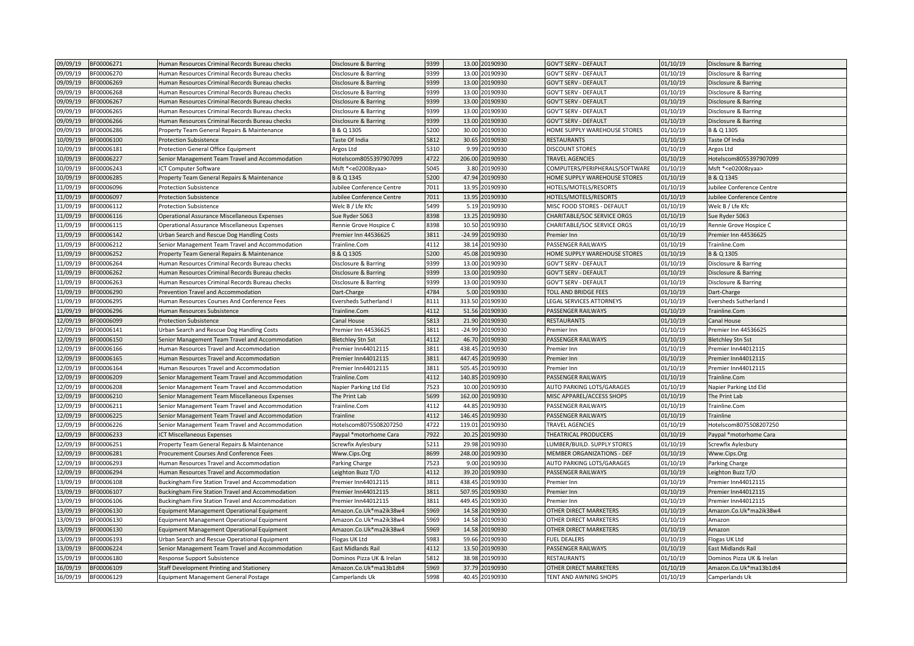| | | | | | | | | | |
|---|---|---|---|---|---|---|---|---|---|
| 09/09/19 | BF00006271 | Human Resources Criminal Records Bureau checks | Disclosure & Barring | 9399 | 13.00 | 20190930 | GOV'T SERV - DEFAULT | 01/10/19 | Disclosure & Barring |
| 09/09/19 | BF00006270 | Human Resources Criminal Records Bureau checks | Disclosure & Barring | 9399 | 13.00 | 20190930 | GOV'T SERV - DEFAULT | 01/10/19 | Disclosure & Barring |
| 09/09/19 | BF00006269 | Human Resources Criminal Records Bureau checks | Disclosure & Barring | 9399 | 13.00 | 20190930 | GOV'T SERV - DEFAULT | 01/10/19 | Disclosure & Barring |
| 09/09/19 | BF00006268 | Human Resources Criminal Records Bureau checks | Disclosure & Barring | 9399 | 13.00 | 20190930 | GOV'T SERV - DEFAULT | 01/10/19 | Disclosure & Barring |
| 09/09/19 | BF00006267 | Human Resources Criminal Records Bureau checks | Disclosure & Barring | 9399 | 13.00 | 20190930 | GOV'T SERV - DEFAULT | 01/10/19 | Disclosure & Barring |
| 09/09/19 | BF00006265 | Human Resources Criminal Records Bureau checks | Disclosure & Barring | 9399 | 13.00 | 20190930 | GOV'T SERV - DEFAULT | 01/10/19 | Disclosure & Barring |
| 09/09/19 | BF00006266 | Human Resources Criminal Records Bureau checks | Disclosure & Barring | 9399 | 13.00 | 20190930 | GOV'T SERV - DEFAULT | 01/10/19 | Disclosure & Barring |
| 09/09/19 | BF00006286 | Property Team General Repairs & Maintenance | B & Q 1305 | 5200 | 30.00 | 20190930 | HOME SUPPLY WAREHOUSE STORES | 01/10/19 | B & Q 1305 |
| 10/09/19 | BF00006100 | Protection Subsistence | Taste Of India | 5812 | 30.65 | 20190930 | RESTAURANTS | 01/10/19 | Taste Of India |
| 10/09/19 | BF00006181 | Protection General Office Equipment | Argos Ltd | 5310 | 9.99 | 20190930 | DISCOUNT STORES | 01/10/19 | Argos Ltd |
| 10/09/19 | BF00006227 | Senior Management Team Travel and Accommodation | Hotelscom8055397907099 | 4722 | 206.00 | 20190930 | TRAVEL AGENCIES | 01/10/19 | Hotelscom8055397907099 |
| 10/09/19 | BF00006243 | ICT Computer Software | Msft *<e02008zyaa> | 5045 | 3.80 | 20190930 | COMPUTERS/PERIPHERALS/SOFTWARE | 01/10/19 | Msft *<e02008zyaa> |
| 10/09/19 | BF00006285 | Property Team General Repairs & Maintenance | B & Q 1345 | 5200 | 47.94 | 20190930 | HOME SUPPLY WAREHOUSE STORES | 01/10/19 | B & Q 1345 |
| 11/09/19 | BF00006096 | Protection Subsistence | Jubilee Conference Centre | 7011 | 13.95 | 20190930 | HOTELS/MOTELS/RESORTS | 01/10/19 | Jubilee Conference Centre |
| 11/09/19 | BF00006097 | Protection Subsistence | Jubilee Conference Centre | 7011 | 13.95 | 20190930 | HOTELS/MOTELS/RESORTS | 01/10/19 | Jubilee Conference Centre |
| 11/09/19 | BF00006112 | Protection Subsistence | Welc B / Lfe Kfc | 5499 | 5.19 | 20190930 | MISC FOOD STORES - DEFAULT | 01/10/19 | Welc B / Lfe Kfc |
| 11/09/19 | BF00006116 | Operational Assurance Miscellaneous Expenses | Sue Ryder 5063 | 8398 | 13.25 | 20190930 | CHARITABLE/SOC SERVICE ORGS | 01/10/19 | Sue Ryder 5063 |
| 11/09/19 | BF00006115 | Operational Assurance Miscellaneous Expenses | Rennie Grove Hospice C | 8398 | 10.50 | 20190930 | CHARITABLE/SOC SERVICE ORGS | 01/10/19 | Rennie Grove Hospice C |
| 11/09/19 | BF00006142 | Urban Search and Rescue Dog Handling Costs | Premier Inn 44536625 | 3811 | -24.99 | 20190930 | Premier Inn | 01/10/19 | Premier Inn 44536625 |
| 11/09/19 | BF00006212 | Senior Management Team Travel and Accommodation | Trainline.Com | 4112 | 38.14 | 20190930 | PASSENGER RAILWAYS | 01/10/19 | Trainline.Com |
| 11/09/19 | BF00006252 | Property Team General Repairs & Maintenance | B & Q 1305 | 5200 | 45.08 | 20190930 | HOME SUPPLY WAREHOUSE STORES | 01/10/19 | B & Q 1305 |
| 11/09/19 | BF00006264 | Human Resources Criminal Records Bureau checks | Disclosure & Barring | 9399 | 13.00 | 20190930 | GOV'T SERV - DEFAULT | 01/10/19 | Disclosure & Barring |
| 11/09/19 | BF00006262 | Human Resources Criminal Records Bureau checks | Disclosure & Barring | 9399 | 13.00 | 20190930 | GOV'T SERV - DEFAULT | 01/10/19 | Disclosure & Barring |
| 11/09/19 | BF00006263 | Human Resources Criminal Records Bureau checks | Disclosure & Barring | 9399 | 13.00 | 20190930 | GOV'T SERV - DEFAULT | 01/10/19 | Disclosure & Barring |
| 11/09/19 | BF00006290 | Prevention Travel and Accommodation | Dart-Charge | 4784 | 5.00 | 20190930 | TOLL AND BRIDGE FEES | 01/10/19 | Dart-Charge |
| 11/09/19 | BF00006295 | Human Resources Courses And Conference Fees | Eversheds Sutherland I | 8111 | 313.50 | 20190930 | LEGAL SERVICES ATTORNEYS | 01/10/19 | Eversheds Sutherland I |
| 11/09/19 | BF00006296 | Human Resources Subsistence | Trainline.Com | 4112 | 51.56 | 20190930 | PASSENGER RAILWAYS | 01/10/19 | Trainline.Com |
| 12/09/19 | BF00006099 | Protection Subsistence | Canal House | 5813 | 21.90 | 20190930 | RESTAURANTS | 01/10/19 | Canal House |
| 12/09/19 | BF00006141 | Urban Search and Rescue Dog Handling Costs | Premier Inn 44536625 | 3811 | -24.99 | 20190930 | Premier Inn | 01/10/19 | Premier Inn 44536625 |
| 12/09/19 | BF00006150 | Senior Management Team Travel and Accommodation | Bletchley Stn Sst | 4112 | 46.70 | 20190930 | PASSENGER RAILWAYS | 01/10/19 | Bletchley Stn Sst |
| 12/09/19 | BF00006166 | Human Resources Travel and Accommodation | Premier Inn44012115 | 3811 | 438.45 | 20190930 | Premier Inn | 01/10/19 | Premier Inn44012115 |
| 12/09/19 | BF00006165 | Human Resources Travel and Accommodation | Premier Inn44012115 | 3811 | 447.45 | 20190930 | Premier Inn | 01/10/19 | Premier Inn44012115 |
| 12/09/19 | BF00006164 | Human Resources Travel and Accommodation | Premier Inn44012115 | 3811 | 505.45 | 20190930 | Premier Inn | 01/10/19 | Premier Inn44012115 |
| 12/09/19 | BF00006209 | Senior Management Team Travel and Accommodation | Trainline.Com | 4112 | 140.85 | 20190930 | PASSENGER RAILWAYS | 01/10/19 | Trainline.Com |
| 12/09/19 | BF00006208 | Senior Management Team Travel and Accommodation | Napier Parking Ltd Eld | 7523 | 10.00 | 20190930 | AUTO PARKING LOTS/GARAGES | 01/10/19 | Napier Parking Ltd Eld |
| 12/09/19 | BF00006210 | Senior Management Team Miscellaneous Expenses | The Print Lab | 5699 | 162.00 | 20190930 | MISC APPAREL/ACCESS SHOPS | 01/10/19 | The Print Lab |
| 12/09/19 | BF00006211 | Senior Management Team Travel and Accommodation | Trainline.Com | 4112 | 44.85 | 20190930 | PASSENGER RAILWAYS | 01/10/19 | Trainline.Com |
| 12/09/19 | BF00006225 | Senior Management Team Travel and Accommodation | Trainline | 4112 | 146.45 | 20190930 | PASSENGER RAILWAYS | 01/10/19 | Trainline |
| 12/09/19 | BF00006226 | Senior Management Team Travel and Accommodation | Hotelscom8075508207250 | 4722 | 119.01 | 20190930 | TRAVEL AGENCIES | 01/10/19 | Hotelscom8075508207250 |
| 12/09/19 | BF00006233 | ICT Miscellaneous Expenses | Paypal *motorhome Cara | 7922 | 20.25 | 20190930 | THEATRICAL PRODUCERS | 01/10/19 | Paypal *motorhome Cara |
| 12/09/19 | BF00006251 | Property Team General Repairs & Maintenance | Screwfix Aylesbury | 5211 | 29.98 | 20190930 | LUMBER/BUILD. SUPPLY STORES | 01/10/19 | Screwfix Aylesbury |
| 12/09/19 | BF00006281 | Procurement Courses And Conference Fees | Www.Cips.Org | 8699 | 248.00 | 20190930 | MEMBER ORGANIZATIONS - DEF | 01/10/19 | Www.Cips.Org |
| 12/09/19 | BF00006293 | Human Resources Travel and Accommodation | Parking Charge | 7523 | 9.00 | 20190930 | AUTO PARKING LOTS/GARAGES | 01/10/19 | Parking Charge |
| 12/09/19 | BF00006294 | Human Resources Travel and Accommodation | Leighton Buzz T/O | 4112 | 39.20 | 20190930 | PASSENGER RAILWAYS | 01/10/19 | Leighton Buzz T/O |
| 13/09/19 | BF00006108 | Buckingham Fire Station Travel and Accommodation | Premier Inn44012115 | 3811 | 438.45 | 20190930 | Premier Inn | 01/10/19 | Premier Inn44012115 |
| 13/09/19 | BF00006107 | Buckingham Fire Station Travel and Accommodation | Premier Inn44012115 | 3811 | 507.95 | 20190930 | Premier Inn | 01/10/19 | Premier Inn44012115 |
| 13/09/19 | BF00006106 | Buckingham Fire Station Travel and Accommodation | Premier Inn44012115 | 3811 | 449.45 | 20190930 | Premier Inn | 01/10/19 | Premier Inn44012115 |
| 13/09/19 | BF00006130 | Equipment Management Operational Equipment | Amazon.Co.Uk*ma2ik38w4 | 5969 | 14.58 | 20190930 | OTHER DIRECT MARKETERS | 01/10/19 | Amazon.Co.Uk*ma2ik38w4 |
| 13/09/19 | BF00006130 | Equipment Management Operational Equipment | Amazon.Co.Uk*ma2ik38w4 | 5969 | 14.58 | 20190930 | OTHER DIRECT MARKETERS | 01/10/19 | Amazon |
| 13/09/19 | BF00006130 | Equipment Management Operational Equipment | Amazon.Co.Uk*ma2ik38w4 | 5969 | 14.58 | 20190930 | OTHER DIRECT MARKETERS | 01/10/19 | Amazon |
| 13/09/19 | BF00006193 | Urban Search and Rescue Operational Equipment | Flogas UK Ltd | 5983 | 59.66 | 20190930 | FUEL DEALERS | 01/10/19 | Flogas UK Ltd |
| 13/09/19 | BF00006224 | Senior Management Team Travel and Accommodation | East Midlands Rail | 4112 | 13.50 | 20190930 | PASSENGER RAILWAYS | 01/10/19 | East Midlands Rail |
| 15/09/19 | BF00006180 | Response Support Subsistence | Dominos Pizza UK & Irelan | 5812 | 38.98 | 20190930 | RESTAURANTS | 01/10/19 | Dominos Pizza UK & Irelan |
| 16/09/19 | BF00006109 | Staff Development Printing and Stationery | Amazon.Co.Uk*ma13b1dt4 | 5969 | 37.79 | 20190930 | OTHER DIRECT MARKETERS | 01/10/19 | Amazon.Co.Uk*ma13b1dt4 |
| 16/09/19 | BF00006129 | Equipment Management General Postage | Camperlands Uk | 5998 | 40.45 | 20190930 | TENT AND AWNING SHOPS | 01/10/19 | Camperlands Uk |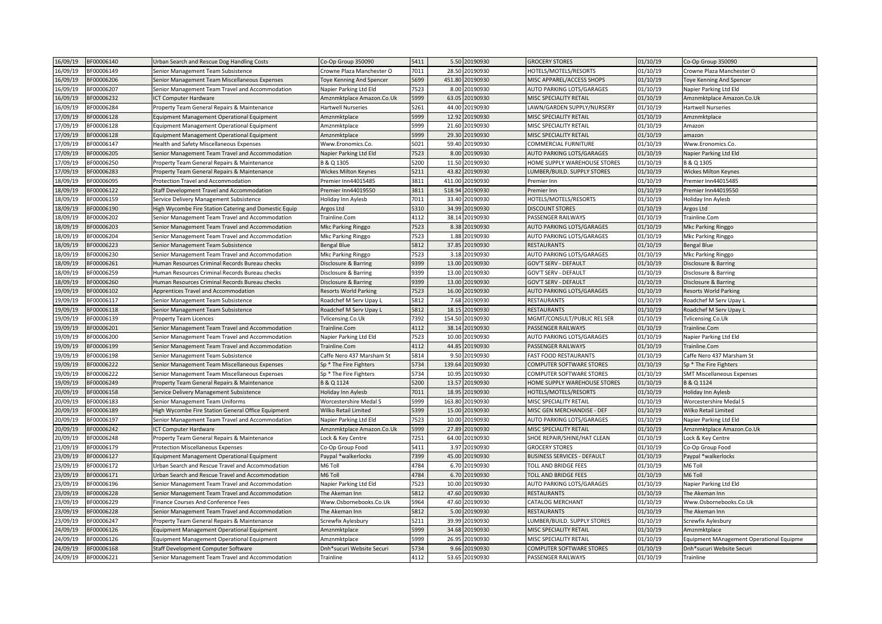| 16/09/19 | BF00006140 | Urban Search and Rescue Dog Handling Costs | Co-Op Group 350090 | 5411 | 5.50 | 20190930 | GROCERY STORES | 01/10/19 | Co-Op Group 350090 |
|---|---|---|---|---|---|---|---|---|---|
| 16/09/19 | BF00006149 | Senior Management Team Subsistence | Crowne Plaza Manchester O | 7011 | 28.50 | 20190930 | HOTELS/MOTELS/RESORTS | 01/10/19 | Crowne Plaza Manchester O |
| 16/09/19 | BF00006206 | Senior Management Team Miscellaneous Expenses | Toye Kenning And Spencer | 5699 | 451.80 | 20190930 | MISC APPAREL/ACCESS SHOPS | 01/10/19 | Toye Kenning And Spencer |
| 16/09/19 | BF00006207 | Senior Management Team Travel and Accommodation | Napier Parking Ltd Eld | 7523 | 8.00 | 20190930 | AUTO PARKING LOTS/GARAGES | 01/10/19 | Napier Parking Ltd Eld |
| 16/09/19 | BF00006232 | ICT Computer Hardware | Amznmktplace Amazon.Co.Uk | 5999 | 63.05 | 20190930 | MISC SPECIALITY RETAIL | 01/10/19 | Amznmktplace Amazon.Co.Uk |
| 16/09/19 | BF00006284 | Property Team General Repairs & Maintenance | Hartwell Nurseries | 5261 | 44.00 | 20190930 | LAWN/GARDEN SUPPLY/NURSERY | 01/10/19 | Hartwell Nurseries |
| 17/09/19 | BF00006128 | Equipment Management Operational Equipment | Amznmktplace | 5999 | 12.92 | 20190930 | MISC SPECIALITY RETAIL | 01/10/19 | Amznmktplace |
| 17/09/19 | BF00006128 | Equipment Management Operational Equipment | Amznmktplace | 5999 | 21.60 | 20190930 | MISC SPECIALITY RETAIL | 01/10/19 | Amazon |
| 17/09/19 | BF00006128 | Equipment Management Operational Equipment | Amznmktplace | 5999 | 29.30 | 20190930 | MISC SPECIALITY RETAIL | 01/10/19 | amazon |
| 17/09/19 | BF00006147 | Health and Safety Miscellaneous Expenses | Www.Eronomics.Co. | 5021 | 59.40 | 20190930 | COMMERCIAL FURNITURE | 01/10/19 | Www.Eronomics.Co. |
| 17/09/19 | BF00006205 | Senior Management Team Travel and Accommodation | Napier Parking Ltd Eld | 7523 | 8.00 | 20190930 | AUTO PARKING LOTS/GARAGES | 01/10/19 | Napier Parking Ltd Eld |
| 17/09/19 | BF00006250 | Property Team General Repairs & Maintenance | B & Q 1305 | 5200 | 11.50 | 20190930 | HOME SUPPLY WAREHOUSE STORES | 01/10/19 | B & Q 1305 |
| 17/09/19 | BF00006283 | Property Team General Repairs & Maintenance | Wickes Milton Keynes | 5211 | 43.82 | 20190930 | LUMBER/BUILD. SUPPLY STORES | 01/10/19 | Wickes Milton Keynes |
| 18/09/19 | BF00006095 | Protection Travel and Accommodation | Premier Inn44015485 | 3811 | 411.00 | 20190930 | Premier Inn | 01/10/19 | Premier Inn44015485 |
| 18/09/19 | BF00006122 | Staff Development Travel and Accommodation | Premier Inn44019550 | 3811 | 518.94 | 20190930 | Premier Inn | 01/10/19 | Premier Inn44019550 |
| 18/09/19 | BF00006159 | Service Delivery Management Subsistence | Holiday Inn Aylesb | 7011 | 33.40 | 20190930 | HOTELS/MOTELS/RESORTS | 01/10/19 | Holiday Inn Aylesb |
| 18/09/19 | BF00006190 | High Wycombe Fire Station Catering and Domestic Equip | Argos Ltd | 5310 | 34.99 | 20190930 | DISCOUNT STORES | 01/10/19 | Argos Ltd |
| 18/09/19 | BF00006202 | Senior Management Team Travel and Accommodation | Trainline.Com | 4112 | 38.14 | 20190930 | PASSENGER RAILWAYS | 01/10/19 | Trainline.Com |
| 18/09/19 | BF00006203 | Senior Management Team Travel and Accommodation | Mkc Parking Ringgo | 7523 | 8.38 | 20190930 | AUTO PARKING LOTS/GARAGES | 01/10/19 | Mkc Parking Ringgo |
| 18/09/19 | BF00006204 | Senior Management Team Travel and Accommodation | Mkc Parking Ringgo | 7523 | 1.88 | 20190930 | AUTO PARKING LOTS/GARAGES | 01/10/19 | Mkc Parking Ringgo |
| 18/09/19 | BF00006223 | Senior Management Team Subsistence | Bengal Blue | 5812 | 37.85 | 20190930 | RESTAURANTS | 01/10/19 | Bengal Blue |
| 18/09/19 | BF00006230 | Senior Management Team Travel and Accommodation | Mkc Parking Ringgo | 7523 | 3.18 | 20190930 | AUTO PARKING LOTS/GARAGES | 01/10/19 | Mkc Parking Ringgo |
| 18/09/19 | BF00006261 | Human Resources Criminal Records Bureau checks | Disclosure & Barring | 9399 | 13.00 | 20190930 | GOV'T SERV - DEFAULT | 01/10/19 | Disclosure & Barring |
| 18/09/19 | BF00006259 | Human Resources Criminal Records Bureau checks | Disclosure & Barring | 9399 | 13.00 | 20190930 | GOV'T SERV - DEFAULT | 01/10/19 | Disclosure & Barring |
| 18/09/19 | BF00006260 | Human Resources Criminal Records Bureau checks | Disclosure & Barring | 9399 | 13.00 | 20190930 | GOV'T SERV - DEFAULT | 01/10/19 | Disclosure & Barring |
| 19/09/19 | BF00006102 | Apprentices Travel and Accommodation | Resorts World Parking | 7523 | 16.00 | 20190930 | AUTO PARKING LOTS/GARAGES | 01/10/19 | Resorts World Parking |
| 19/09/19 | BF00006117 | Senior Management Team Subsistence | Roadchef M Serv Upay L | 5812 | 7.68 | 20190930 | RESTAURANTS | 01/10/19 | Roadchef M Serv Upay L |
| 19/09/19 | BF00006118 | Senior Management Team Subsistence | Roadchef M Serv Upay L | 5812 | 18.15 | 20190930 | RESTAURANTS | 01/10/19 | Roadchef M Serv Upay L |
| 19/09/19 | BF00006139 | Property Team Licences | Tvlicensing.Co.Uk | 7392 | 154.50 | 20190930 | MGMT/CONSULT/PUBLIC REL SER | 01/10/19 | Tvlicensing.Co.Uk |
| 19/09/19 | BF00006201 | Senior Management Team Travel and Accommodation | Trainline.Com | 4112 | 38.14 | 20190930 | PASSENGER RAILWAYS | 01/10/19 | Trainline.Com |
| 19/09/19 | BF00006200 | Senior Management Team Travel and Accommodation | Napier Parking Ltd Eld | 7523 | 10.00 | 20190930 | AUTO PARKING LOTS/GARAGES | 01/10/19 | Napier Parking Ltd Eld |
| 19/09/19 | BF00006199 | Senior Management Team Travel and Accommodation | Trainline.Com | 4112 | 44.85 | 20190930 | PASSENGER RAILWAYS | 01/10/19 | Trainline.Com |
| 19/09/19 | BF00006198 | Senior Management Team Subsistence | Caffe Nero 437 Marsham St | 5814 | 9.50 | 20190930 | FAST FOOD RESTAURANTS | 01/10/19 | Caffe Nero 437 Marsham St |
| 19/09/19 | BF00006222 | Senior Management Team Miscellaneous Expenses | Sp * The Fire Fighters | 5734 | 139.64 | 20190930 | COMPUTER SOFTWARE STORES | 01/10/19 | Sp * The Fire Fighters |
| 19/09/19 | BF00006222 | Senior Management Team Miscellaneous Expenses | Sp * The Fire Fighters | 5734 | 10.95 | 20190930 | COMPUTER SOFTWARE STORES | 01/10/19 | SMT Miscellaneous Expenses |
| 19/09/19 | BF00006249 | Property Team General Repairs & Maintenance | B & Q 1124 | 5200 | 13.57 | 20190930 | HOME SUPPLY WAREHOUSE STORES | 01/10/19 | B & Q 1124 |
| 20/09/19 | BF00006158 | Service Delivery Management Subsistence | Holiday Inn Aylesb | 7011 | 18.95 | 20190930 | HOTELS/MOTELS/RESORTS | 01/10/19 | Holiday Inn Aylesb |
| 20/09/19 | BF00006183 | Senior Management Team Uniforms | Worcestershire Medal S | 5999 | 163.80 | 20190930 | MISC SPECIALITY RETAIL | 01/10/19 | Worcestershire Medal S |
| 20/09/19 | BF00006189 | High Wycombe Fire Station General Office Equipment | Wilko Retail Limited | 5399 | 15.00 | 20190930 | MISC GEN MERCHANDISE - DEF | 01/10/19 | Wilko Retail Limited |
| 20/09/19 | BF00006197 | Senior Management Team Travel and Accommodation | Napier Parking Ltd Eld | 7523 | 10.00 | 20190930 | AUTO PARKING LOTS/GARAGES | 01/10/19 | Napier Parking Ltd Eld |
| 20/09/19 | BF00006242 | ICT Computer Hardware | Amznmktplace Amazon.Co.Uk | 5999 | 27.89 | 20190930 | MISC SPECIALITY RETAIL | 01/10/19 | Amznmktplace Amazon.Co.Uk |
| 20/09/19 | BF00006248 | Property Team General Repairs & Maintenance | Lock & Key Centre | 7251 | 64.00 | 20190930 | SHOE REPAIR/SHINE/HAT CLEAN | 01/10/19 | Lock & Key Centre |
| 21/09/19 | BF00006179 | Protection Miscellaneous Expenses | Co-Op Group Food | 5411 | 3.97 | 20190930 | GROCERY STORES | 01/10/19 | Co-Op Group Food |
| 23/09/19 | BF00006127 | Equipment Management Operational Equipment | Paypal *walkerlocks | 7399 | 45.00 | 20190930 | BUSINESS SERVICES - DEFAULT | 01/10/19 | Paypal *walkerlocks |
| 23/09/19 | BF00006172 | Urban Search and Rescue Travel and Accommodation | M6 Toll | 4784 | 6.70 | 20190930 | TOLL AND BRIDGE FEES | 01/10/19 | M6 Toll |
| 23/09/19 | BF00006171 | Urban Search and Rescue Travel and Accommodation | M6 Toll | 4784 | 6.70 | 20190930 | TOLL AND BRIDGE FEES | 01/10/19 | M6 Toll |
| 23/09/19 | BF00006196 | Senior Management Team Travel and Accommodation | Napier Parking Ltd Eld | 7523 | 10.00 | 20190930 | AUTO PARKING LOTS/GARAGES | 01/10/19 | Napier Parking Ltd Eld |
| 23/09/19 | BF00006228 | Senior Management Team Travel and Accommodation | The Akeman Inn | 5812 | 47.60 | 20190930 | RESTAURANTS | 01/10/19 | The Akeman Inn |
| 23/09/19 | BF00006229 | Finance Courses And Conference Fees | Www.Osbornebooks.Co.Uk | 5964 | 47.60 | 20190930 | CATALOG MERCHANT | 01/10/19 | Www.Osbornebooks.Co.Uk |
| 23/09/19 | BF00006228 | Senior Management Team Travel and Accommodation | The Akeman Inn | 5812 | 5.00 | 20190930 | RESTAURANTS | 01/10/19 | The Akeman Inn |
| 23/09/19 | BF00006247 | Property Team General Repairs & Maintenance | Screwfix Aylesbury | 5211 | 39.99 | 20190930 | LUMBER/BUILD. SUPPLY STORES | 01/10/19 | Screwfix Aylesbury |
| 24/09/19 | BF00006126 | Equipment Management Operational Equipment | Amznmktplace | 5999 | 34.68 | 20190930 | MISC SPECIALITY RETAIL | 01/10/19 | Amznmktplace |
| 24/09/19 | BF00006126 | Equipment Management Operational Equipment | Amznmktplace | 5999 | 26.95 | 20190930 | MISC SPECIALITY RETAIL | 01/10/19 | Equipment MAnagement Operational Equipme |
| 24/09/19 | BF00006168 | Staff Development Computer Software | Dnh*sucuri Website Securi | 5734 | 9.66 | 20190930 | COMPUTER SOFTWARE STORES | 01/10/19 | Dnh*sucuri Website Securi |
| 24/09/19 | BF00006221 | Senior Management Team Travel and Accommodation | Trainline | 4112 | 53.65 | 20190930 | PASSENGER RAILWAYS | 01/10/19 | Trainline |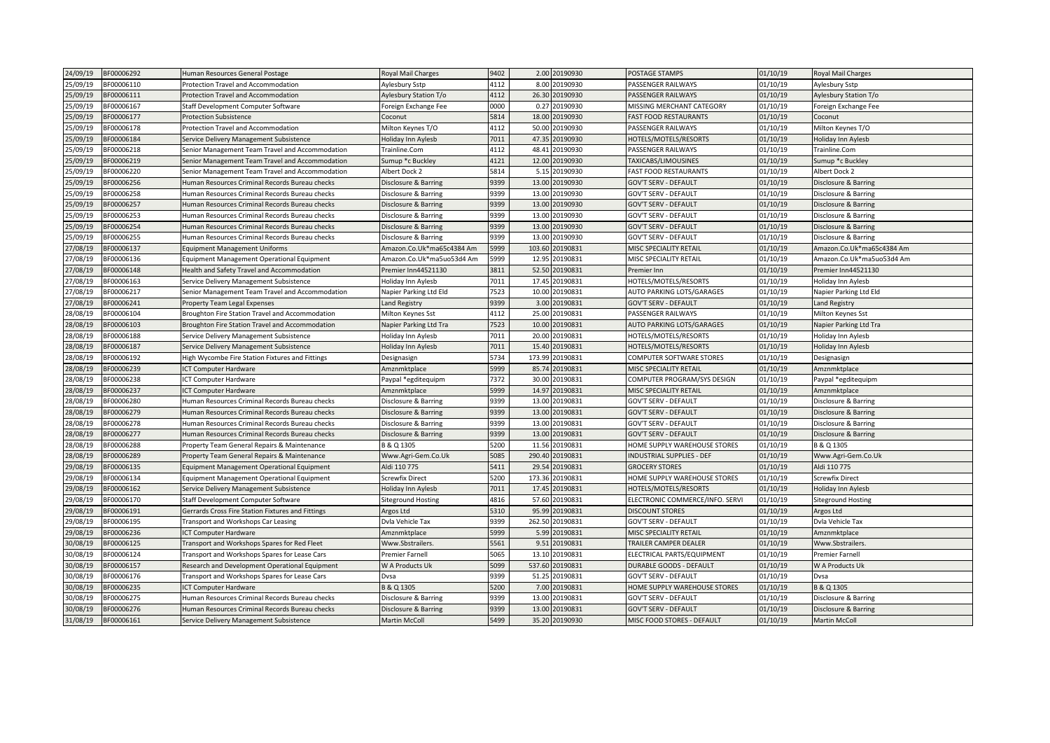| | | | | | | | | | |
|---|---|---|---|---|---|---|---|---|---|
| 24/09/19 | BF00006292 | Human Resources General Postage | Royal Mail Charges | 9402 | 2.00 | 20190930 | POSTAGE STAMPS | 01/10/19 | Royal Mail Charges |
| 25/09/19 | BF00006110 | Protection Travel and Accommodation | Aylesbury Sstp | 4112 | 8.00 | 20190930 | PASSENGER RAILWAYS | 01/10/19 | Aylesbury Sstp |
| 25/09/19 | BF00006111 | Protection Travel and Accommodation | Aylesbury Station T/o | 4112 | 26.30 | 20190930 | PASSENGER RAILWAYS | 01/10/19 | Aylesbury Station T/o |
| 25/09/19 | BF00006167 | Staff Development Computer Software | Foreign Exchange Fee | 0000 | 0.27 | 20190930 | MISSING MERCHANT CATEGORY | 01/10/19 | Foreign Exchange Fee |
| 25/09/19 | BF00006177 | Protection Subsistence | Coconut | 5814 | 18.00 | 20190930 | FAST FOOD RESTAURANTS | 01/10/19 | Coconut |
| 25/09/19 | BF00006178 | Protection Travel and Accommodation | Milton Keynes T/O | 4112 | 50.00 | 20190930 | PASSENGER RAILWAYS | 01/10/19 | Milton Keynes T/O |
| 25/09/19 | BF00006184 | Service Delivery Management Subsistence | Holiday Inn Aylesb | 7011 | 47.35 | 20190930 | HOTELS/MOTELS/RESORTS | 01/10/19 | Holiday Inn Aylesb |
| 25/09/19 | BF00006218 | Senior Management Team Travel and Accommodation | Trainline.Com | 4112 | 48.41 | 20190930 | PASSENGER RAILWAYS | 01/10/19 | Trainline.Com |
| 25/09/19 | BF00006219 | Senior Management Team Travel and Accommodation | Sumup *c Buckley | 4121 | 12.00 | 20190930 | TAXICABS/LIMOUSINES | 01/10/19 | Sumup *c Buckley |
| 25/09/19 | BF00006220 | Senior Management Team Travel and Accommodation | Albert Dock 2 | 5814 | 5.15 | 20190930 | FAST FOOD RESTAURANTS | 01/10/19 | Albert Dock 2 |
| 25/09/19 | BF00006256 | Human Resources Criminal Records Bureau checks | Disclosure & Barring | 9399 | 13.00 | 20190930 | GOV'T SERV - DEFAULT | 01/10/19 | Disclosure & Barring |
| 25/09/19 | BF00006258 | Human Resources Criminal Records Bureau checks | Disclosure & Barring | 9399 | 13.00 | 20190930 | GOV'T SERV - DEFAULT | 01/10/19 | Disclosure & Barring |
| 25/09/19 | BF00006257 | Human Resources Criminal Records Bureau checks | Disclosure & Barring | 9399 | 13.00 | 20190930 | GOV'T SERV - DEFAULT | 01/10/19 | Disclosure & Barring |
| 25/09/19 | BF00006253 | Human Resources Criminal Records Bureau checks | Disclosure & Barring | 9399 | 13.00 | 20190930 | GOV'T SERV - DEFAULT | 01/10/19 | Disclosure & Barring |
| 25/09/19 | BF00006254 | Human Resources Criminal Records Bureau checks | Disclosure & Barring | 9399 | 13.00 | 20190930 | GOV'T SERV - DEFAULT | 01/10/19 | Disclosure & Barring |
| 25/09/19 | BF00006255 | Human Resources Criminal Records Bureau checks | Disclosure & Barring | 9399 | 13.00 | 20190930 | GOV'T SERV - DEFAULT | 01/10/19 | Disclosure & Barring |
| 27/08/19 | BF00006137 | Equipment Management Uniforms | Amazon.Co.Uk*ma65c4384 Am | 5999 | 103.60 | 20190831 | MISC SPECIALITY RETAIL | 01/10/19 | Amazon.Co.Uk*ma65c4384 Am |
| 27/08/19 | BF00006136 | Equipment Management Operational Equipment | Amazon.Co.Uk*ma5uo53d4 Am | 5999 | 12.95 | 20190831 | MISC SPECIALITY RETAIL | 01/10/19 | Amazon.Co.Uk*ma5uo53d4 Am |
| 27/08/19 | BF00006148 | Health and Safety Travel and Accommodation | Premier Inn44521130 | 3811 | 52.50 | 20190831 | Premier Inn | 01/10/19 | Premier Inn44521130 |
| 27/08/19 | BF00006163 | Service Delivery Management Subsistence | Holiday Inn Aylesb | 7011 | 17.45 | 20190831 | HOTELS/MOTELS/RESORTS | 01/10/19 | Holiday Inn Aylesb |
| 27/08/19 | BF00006217 | Senior Management Team Travel and Accommodation | Napier Parking Ltd Eld | 7523 | 10.00 | 20190831 | AUTO PARKING LOTS/GARAGES | 01/10/19 | Napier Parking Ltd Eld |
| 27/08/19 | BF00006241 | Property Team Legal Expenses | Land Registry | 9399 | 3.00 | 20190831 | GOV'T SERV - DEFAULT | 01/10/19 | Land Registry |
| 28/08/19 | BF00006104 | Broughton Fire Station Travel and Accommodation | Milton Keynes Sst | 4112 | 25.00 | 20190831 | PASSENGER RAILWAYS | 01/10/19 | Milton Keynes Sst |
| 28/08/19 | BF00006103 | Broughton Fire Station Travel and Accommodation | Napier Parking Ltd Tra | 7523 | 10.00 | 20190831 | AUTO PARKING LOTS/GARAGES | 01/10/19 | Napier Parking Ltd Tra |
| 28/08/19 | BF00006188 | Service Delivery Management Subsistence | Holiday Inn Aylesb | 7011 | 20.00 | 20190831 | HOTELS/MOTELS/RESORTS | 01/10/19 | Holiday Inn Aylesb |
| 28/08/19 | BF00006187 | Service Delivery Management Subsistence | Holiday Inn Aylesb | 7011 | 15.40 | 20190831 | HOTELS/MOTELS/RESORTS | 01/10/19 | Holiday Inn Aylesb |
| 28/08/19 | BF00006192 | High Wycombe Fire Station Fixtures and Fittings | Designasign | 5734 | 173.99 | 20190831 | COMPUTER SOFTWARE STORES | 01/10/19 | Designasign |
| 28/08/19 | BF00006239 | ICT Computer Hardware | Amznmktplace | 5999 | 85.74 | 20190831 | MISC SPECIALITY RETAIL | 01/10/19 | Amznmktplace |
| 28/08/19 | BF00006238 | ICT Computer Hardware | Paypal *egditequipm | 7372 | 30.00 | 20190831 | COMPUTER PROGRAM/SYS DESIGN | 01/10/19 | Paypal *egditequipm |
| 28/08/19 | BF00006237 | ICT Computer Hardware | Amznmktplace | 5999 | 14.97 | 20190831 | MISC SPECIALITY RETAIL | 01/10/19 | Amznmktplace |
| 28/08/19 | BF00006280 | Human Resources Criminal Records Bureau checks | Disclosure & Barring | 9399 | 13.00 | 20190831 | GOV'T SERV - DEFAULT | 01/10/19 | Disclosure & Barring |
| 28/08/19 | BF00006279 | Human Resources Criminal Records Bureau checks | Disclosure & Barring | 9399 | 13.00 | 20190831 | GOV'T SERV - DEFAULT | 01/10/19 | Disclosure & Barring |
| 28/08/19 | BF00006278 | Human Resources Criminal Records Bureau checks | Disclosure & Barring | 9399 | 13.00 | 20190831 | GOV'T SERV - DEFAULT | 01/10/19 | Disclosure & Barring |
| 28/08/19 | BF00006277 | Human Resources Criminal Records Bureau checks | Disclosure & Barring | 9399 | 13.00 | 20190831 | GOV'T SERV - DEFAULT | 01/10/19 | Disclosure & Barring |
| 28/08/19 | BF00006288 | Property Team General Repairs & Maintenance | B & Q 1305 | 5200 | 11.56 | 20190831 | HOME SUPPLY WAREHOUSE STORES | 01/10/19 | B & Q 1305 |
| 28/08/19 | BF00006289 | Property Team General Repairs & Maintenance | Www.Agri-Gem.Co.Uk | 5085 | 290.40 | 20190831 | INDUSTRIAL SUPPLIES - DEF | 01/10/19 | Www.Agri-Gem.Co.Uk |
| 29/08/19 | BF00006135 | Equipment Management Operational Equipment | Aldi 110 775 | 5411 | 29.54 | 20190831 | GROCERY STORES | 01/10/19 | Aldi 110 775 |
| 29/08/19 | BF00006134 | Equipment Management Operational Equipment | Screwfix Direct | 5200 | 173.36 | 20190831 | HOME SUPPLY WAREHOUSE STORES | 01/10/19 | Screwfix Direct |
| 29/08/19 | BF00006162 | Service Delivery Management Subsistence | Holiday Inn Aylesb | 7011 | 17.60 | 20190831 | HOTELS/MOTELS/RESORTS | 01/10/19 | Holiday Inn Aylesb |
| 29/08/19 | BF00006170 | Staff Development Computer Software | Siteground Hosting | 4816 | 57.60 | 20190831 | ELECTRONIC COMMERCE/INFO. SERVI | 01/10/19 | Siteground Hosting |
| 29/08/19 | BF00006191 | Gerrards Cross Fire Station Fixtures and Fittings | Argos Ltd | 5310 | 95.99 | 20190831 | DISCOUNT STORES | 01/10/19 | Argos Ltd |
| 29/08/19 | BF00006195 | Transport and Workshops Car Leasing | Dvla Vehicle Tax | 9399 | 262.50 | 20190831 | GOV'T SERV - DEFAULT | 01/10/19 | Dvla Vehicle Tax |
| 29/08/19 | BF00006236 | ICT Computer Hardware | Amznmktplace | 5999 | 5.99 | 20190831 | MISC SPECIALITY RETAIL | 01/10/19 | Amznmktplace |
| 30/08/19 | BF00006125 | Transport and Workshops Spares for Red Fleet | Www.Sbstrailers. | 5561 | 9.51 | 20190831 | TRAILER CAMPER DEALER | 01/10/19 | Www.Sbstrailers. |
| 30/08/19 | BF00006124 | Transport and Workshops Spares for Lease Cars | Premier Farnell | 5065 | 13.10 | 20190831 | ELECTRICAL PARTS/EQUIPMENT | 01/10/19 | Premier Farnell |
| 30/08/19 | BF00006157 | Research and Development Operational Equipment | W A Products Uk | 5099 | 537.60 | 20190831 | DURABLE GOODS - DEFAULT | 01/10/19 | W A Products Uk |
| 30/08/19 | BF00006176 | Transport and Workshops Spares for Lease Cars | Dvsa | 9399 | 51.25 | 20190831 | GOV'T SERV - DEFAULT | 01/10/19 | Dvsa |
| 30/08/19 | BF00006235 | ICT Computer Hardware | B & Q 1305 | 5200 | 7.00 | 20190831 | HOME SUPPLY WAREHOUSE STORES | 01/10/19 | B & Q 1305 |
| 30/08/19 | BF00006275 | Human Resources Criminal Records Bureau checks | Disclosure & Barring | 9399 | 13.00 | 20190831 | GOV'T SERV - DEFAULT | 01/10/19 | Disclosure & Barring |
| 30/08/19 | BF00006276 | Human Resources Criminal Records Bureau checks | Disclosure & Barring | 9399 | 13.00 | 20190831 | GOV'T SERV - DEFAULT | 01/10/19 | Disclosure & Barring |
| 31/08/19 | BF00006161 | Service Delivery Management Subsistence | Martin McColl | 5499 | 35.20 | 20190930 | MISC FOOD STORES - DEFAULT | 01/10/19 | Martin McColl |